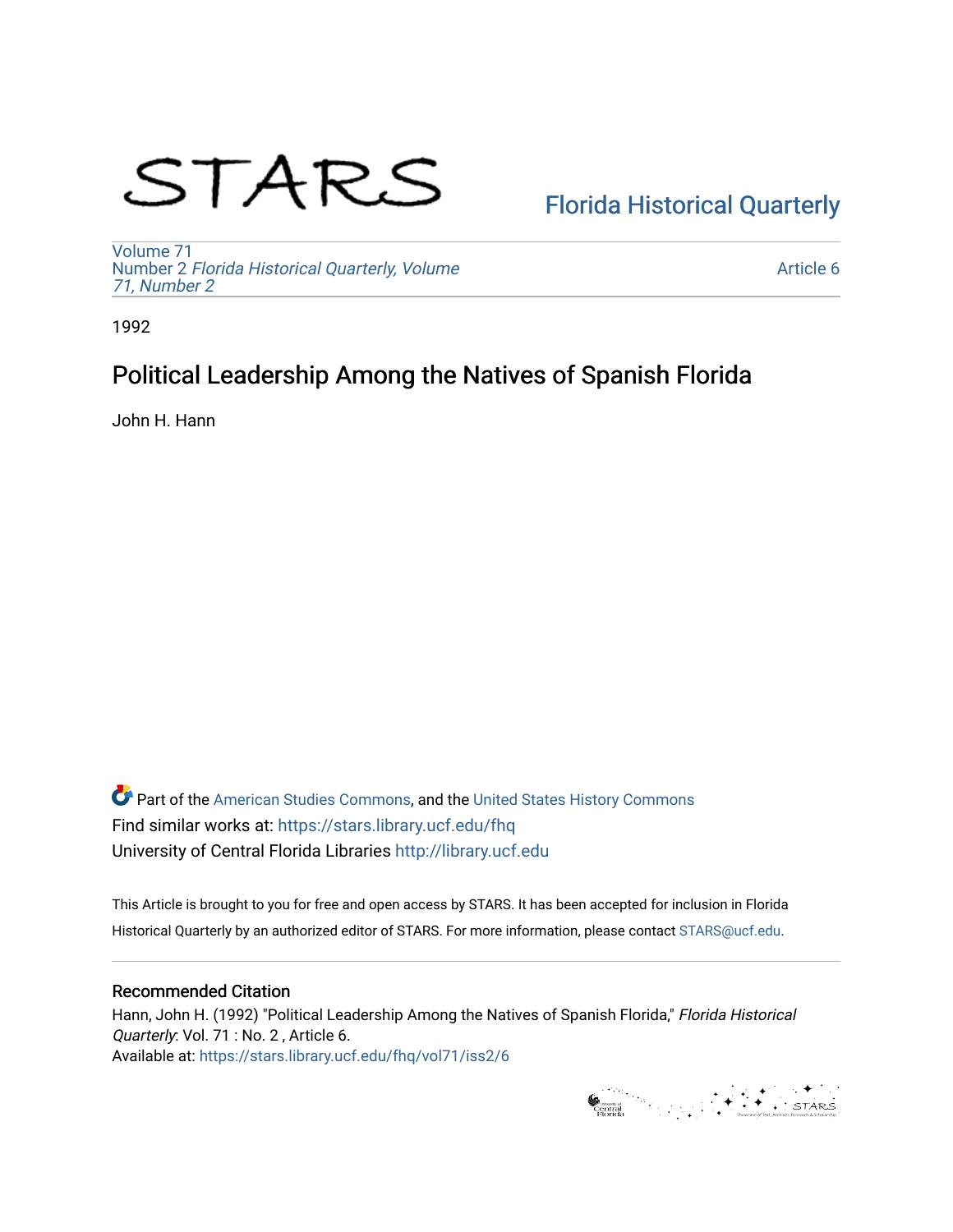STARS

[Florida Historical Quarterly](https://stars.library.ucf.edu/fhq)

Volume 71
Number 2 *Florida Historical Quarterly, Volume 71, Number 2*

Article 6

1992

# Political Leadership Among the Natives of Spanish Florida

John H. Hann

Part of the American Studies Commons, and the United States History Commons
Find similar works at: https://stars.library.ucf.edu/fhq
University of Central Florida Libraries http://library.ucf.edu

This Article is brought to you for free and open access by STARS. It has been accepted for inclusion in Florida Historical Quarterly by an authorized editor of STARS. For more information, please contact STARS@ucf.edu.

## Recommended Citation

Hann, John H. (1992) "Political Leadership Among the Natives of Spanish Florida," *Florida Historical Quarterly*: Vol. 71 : No. 2 , Article 6.
Available at: https://stars.library.ucf.edu/fhq/vol71/iss2/6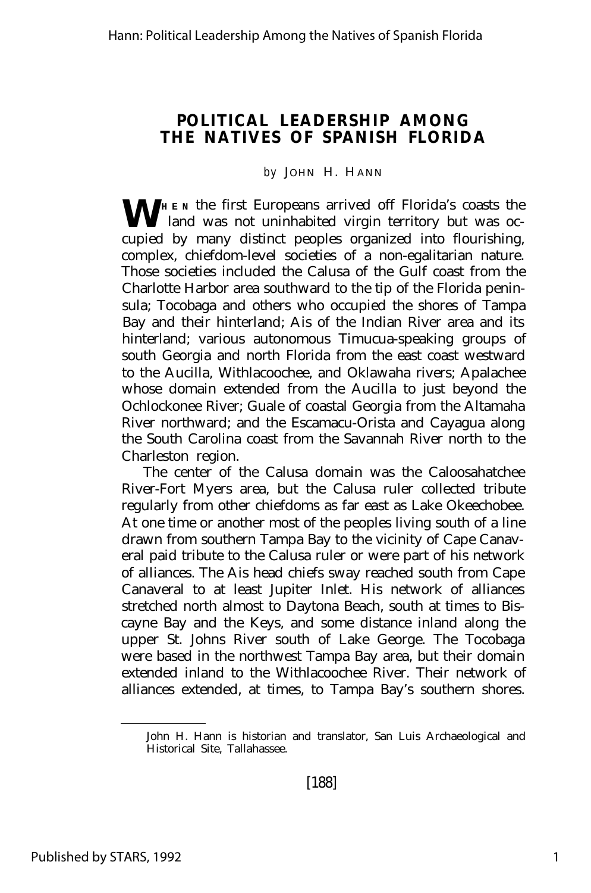# POLITICAL LEADERSHIP AMONG THE NATIVES OF SPANISH FLORIDA

*by* JOHN H. HANN

WHEN the first Europeans arrived off Florida's coasts the land was not uninhabited virgin territory but was occupied by many distinct peoples organized into flourishing, complex, chiefdom-level societies of a non-egalitarian nature. Those societies included the Calusa of the Gulf coast from the Charlotte Harbor area southward to the tip of the Florida peninsula; Tocobaga and others who occupied the shores of Tampa Bay and their hinterland; Ais of the Indian River area and its hinterland; various autonomous Timucua-speaking groups of south Georgia and north Florida from the east coast westward to the Aucilla, Withlacoochee, and Oklawaha rivers; Apalachee whose domain extended from the Aucilla to just beyond the Ochlockonee River; Guale of coastal Georgia from the Altamaha River northward; and the Escamacu-Orista and Cayagua along the South Carolina coast from the Savannah River north to the Charleston region.

The center of the Calusa domain was the Caloosahatchee River-Fort Myers area, but the Calusa ruler collected tribute regularly from other chiefdoms as far east as Lake Okeechobee. At one time or another most of the peoples living south of a line drawn from southern Tampa Bay to the vicinity of Cape Canaveral paid tribute to the Calusa ruler or were part of his network of alliances. The Ais head chiefs sway reached south from Cape Canaveral to at least Jupiter Inlet. His network of alliances stretched north almost to Daytona Beach, south at times to Biscayne Bay and the Keys, and some distance inland along the upper St. Johns River south of Lake George. The Tocobaga were based in the northwest Tampa Bay area, but their domain extended inland to the Withlacoochee River. Their network of alliances extended, at times, to Tampa Bay's southern shores.

---

John H. Hann is historian and translator, San Luis Archaeological and Historical Site, Tallahassee.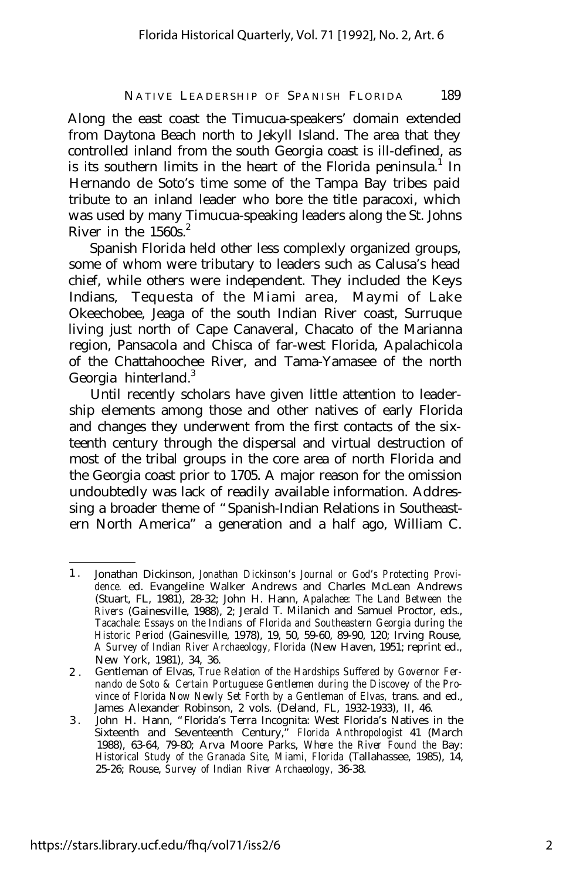Along the east coast the Timucua-speakers' domain extended from Daytona Beach north to Jekyll Island. The area that they controlled inland from the south Georgia coast is ill-defined, as is its southern limits in the heart of the Florida peninsula.[1] In Hernando de Soto's time some of the Tampa Bay tribes paid tribute to an inland leader who bore the title paracoxi, which was used by many Timucua-speaking leaders along the St. Johns River in the 1560s.[2]

Spanish Florida held other less complexly organized groups, some of whom were tributary to leaders such as Calusa's head chief, while others were independent. They included the Keys Indians, Tequesta of the Miami area, Maymi of Lake Okeechobee, Jeaga of the south Indian River coast, Surruque living just north of Cape Canaveral, Chacato of the Marianna region, Pansacola and Chisca of far-west Florida, Apalachicola of the Chattahoochee River, and Tama-Yamasee of the north Georgia hinterland.[3]

Until recently scholars have given little attention to leadership elements among those and other natives of early Florida and changes they underwent from the first contacts of the sixteenth century through the dispersal and virtual destruction of most of the tribal groups in the core area of north Florida and the Georgia coast prior to 1705. A major reason for the omission undoubtedly was lack of readily available information. Addressing a broader theme of "Spanish-Indian Relations in Southeastern North America" a generation and a half ago, William C.

---

1. Jonathan Dickinson, *Jonathan Dickinson's Journal or God's Protecting Providence.* ed. Evangeline Walker Andrews and Charles McLean Andrews (Stuart, FL, 1981), 28-32; John H. Hann, *Apalachee: The Land Between the Rivers* (Gainesville, 1988), 2; Jerald T. Milanich and Samuel Proctor, eds., *Tacachale: Essays on the Indians of Florida and Southeastern Georgia during the Historic Period* (Gainesville, 1978), 19, 50, 59-60, 89-90, 120; Irving Rouse, *A Survey of Indian River Archaeology, Florida* (New Haven, 1951; reprint ed., New York, 1981), 34, 36.
2. Gentleman of Elvas, *True Relation of the Hardships Suffered by Governor Fernando de Soto & Certain Portuguese Gentlemen during the Discovey of the Province of Florida Now Newly Set Forth by a Gentleman of Elvas,* trans. and ed., James Alexander Robinson, 2 vols. (Deland, FL, 1932-1933), II, 46.
3. John H. Hann, "Florida's Terra Incognita: West Florida's Natives in the Sixteenth and Seventeenth Century," *Florida Anthropologist* 41 (March 1988), 63-64, 79-80; Arva Moore Parks, *Where the River Found the Bay: Historical Study of the Granada Site, Miami, Florida* (Tallahassee, 1985), 14, 25-26; Rouse, *Survey of Indian River Archaeology,* 36-38.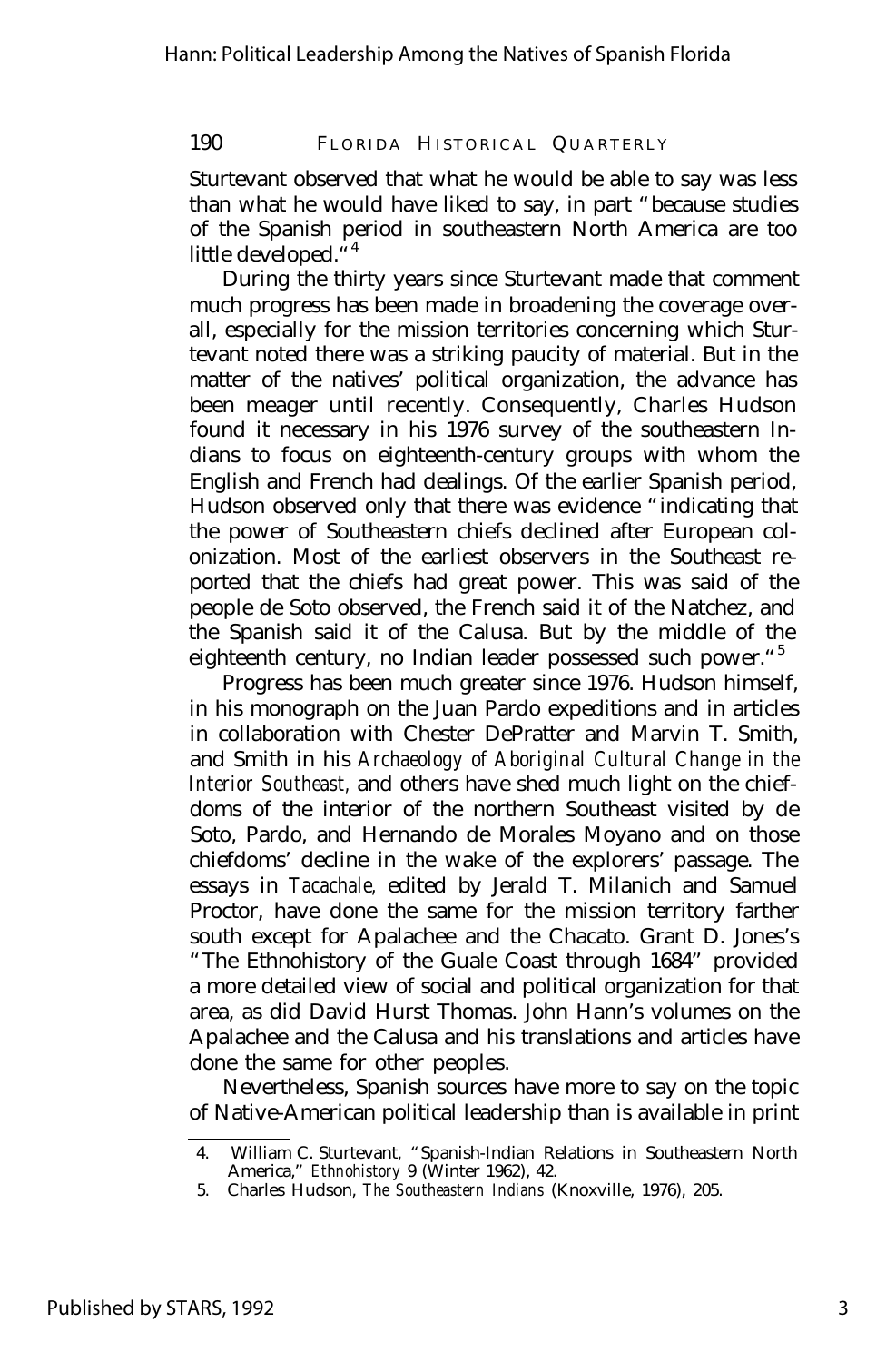Sturtevant observed that what he would be able to say was less than what he would have liked to say, in part "because studies of the Spanish period in southeastern North America are too little developed."[4]

During the thirty years since Sturtevant made that comment much progress has been made in broadening the coverage overall, especially for the mission territories concerning which Sturtevant noted there was a striking paucity of material. But in the matter of the natives' political organization, the advance has been meager until recently. Consequently, Charles Hudson found it necessary in his 1976 survey of the southeastern Indians to focus on eighteenth-century groups with whom the English and French had dealings. Of the earlier Spanish period, Hudson observed only that there was evidence "indicating that the power of Southeastern chiefs declined after European colonization. Most of the earliest observers in the Southeast reported that the chiefs had great power. This was said of the people de Soto observed, the French said it of the Natchez, and the Spanish said it of the Calusa. But by the middle of the eighteenth century, no Indian leader possessed such power."[5]

Progress has been much greater since 1976. Hudson himself, in his monograph on the Juan Pardo expeditions and in articles in collaboration with Chester DePratter and Marvin T. Smith, and Smith in his *Archaeology of Aboriginal Cultural Change in the Interior Southeast,* and others have shed much light on the chiefdoms of the interior of the northern Southeast visited by de Soto, Pardo, and Hernando de Morales Moyano and on those chiefdoms' decline in the wake of the explorers' passage. The essays in *Tacachale,* edited by Jerald T. Milanich and Samuel Proctor, have done the same for the mission territory farther south except for Apalachee and the Chacato. Grant D. Jones's "The Ethnohistory of the Guale Coast through 1684" provided a more detailed view of social and political organization for that area, as did David Hurst Thomas. John Hann's volumes on the Apalachee and the Calusa and his translations and articles have done the same for other peoples.

Nevertheless, Spanish sources have more to say on the topic of Native-American political leadership than is available in print

4. William C. Sturtevant, "Spanish-Indian Relations in Southeastern North America," *Ethnohistory* 9 (Winter 1962), 42.
5. Charles Hudson, *The Southeastern Indians* (Knoxville, 1976), 205.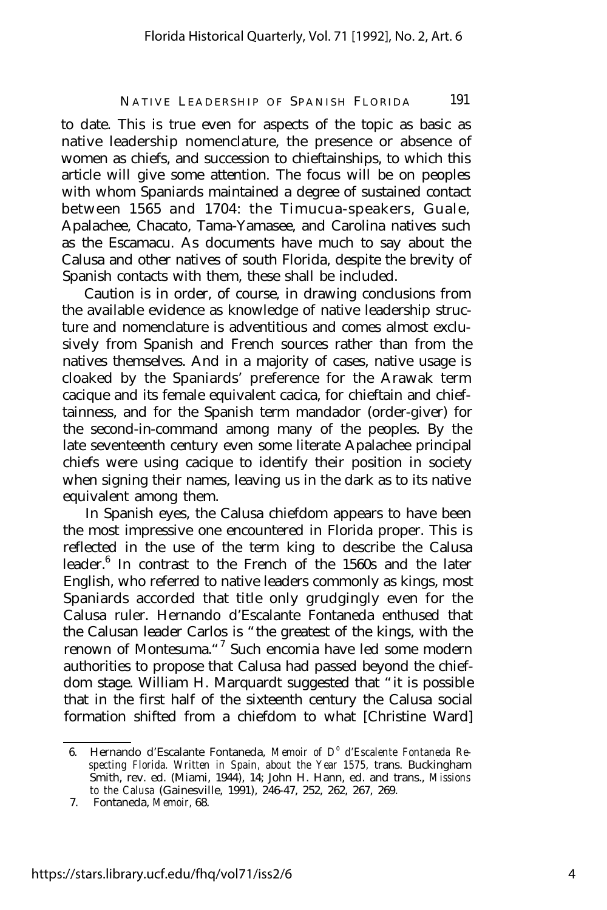to date. This is true even for aspects of the topic as basic as native leadership nomenclature, the presence or absence of women as chiefs, and succession to chieftainships, to which this article will give some attention. The focus will be on peoples with whom Spaniards maintained a degree of sustained contact between 1565 and 1704: the Timucua-speakers, Guale, Apalachee, Chacato, Tama-Yamasee, and Carolina natives such as the Escamacu. As documents have much to say about the Calusa and other natives of south Florida, despite the brevity of Spanish contacts with them, these shall be included.

Caution is in order, of course, in drawing conclusions from the available evidence as knowledge of native leadership structure and nomenclature is adventitious and comes almost exclusively from Spanish and French sources rather than from the natives themselves. And in a majority of cases, native usage is cloaked by the Spaniards' preference for the Arawak term cacique and its female equivalent cacica, for chieftain and chieftainness, and for the Spanish term mandador (order-giver) for the second-in-command among many of the peoples. By the late seventeenth century even some literate Apalachee principal chiefs were using cacique to identify their position in society when signing their names, leaving us in the dark as to its native equivalent among them.

In Spanish eyes, the Calusa chiefdom appears to have been the most impressive one encountered in Florida proper. This is reflected in the use of the term king to describe the Calusa leader.[6] In contrast to the French of the 1560s and the later English, who referred to native leaders commonly as kings, most Spaniards accorded that title only grudgingly even for the Calusa ruler. Hernando d'Escalante Fontaneda enthused that the Calusan leader Carlos is "the greatest of the kings, with the renown of Montesuma."[7] Such encomia have led some modern authorities to propose that Calusa had passed beyond the chiefdom stage. William H. Marquardt suggested that "it is possible that in the first half of the sixteenth century the Calusa social formation shifted from a chiefdom to what [Christine Ward]

---

6. Hernando d'Escalante Fontaneda, *Memoir of D° d'Escalente Fontaneda Respecting Florida. Written in Spain, about the Year 1575*, trans. Buckingham Smith, rev. ed. (Miami, 1944), 14; John H. Hann, ed. and trans., *Missions to the Calusa* (Gainesville, 1991), 246-47, 252, 262, 267, 269.

7. Fontaneda, *Memoir*, 68.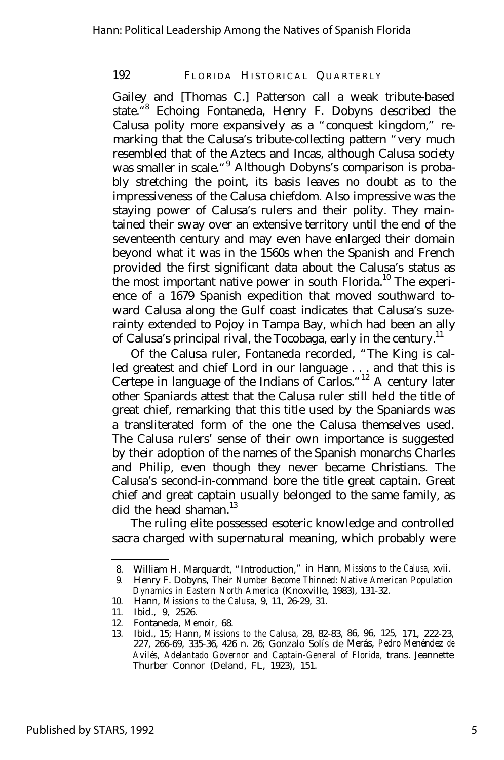Gailey and [Thomas C.] Patterson call a weak tribute-based state."[8] Echoing Fontaneda, Henry F. Dobyns described the Calusa polity more expansively as a "conquest kingdom," remarking that the Calusa's tribute-collecting pattern "very much resembled that of the Aztecs and Incas, although Calusa society was smaller in scale."[9] Although Dobyns's comparison is probably stretching the point, its basis leaves no doubt as to the impressiveness of the Calusa chiefdom. Also impressive was the staying power of Calusa's rulers and their polity. They maintained their sway over an extensive territory until the end of the seventeenth century and may even have enlarged their domain beyond what it was in the 1560s when the Spanish and French provided the first significant data about the Calusa's status as the most important native power in south Florida.[10] The experience of a 1679 Spanish expedition that moved southward toward Calusa along the Gulf coast indicates that Calusa's suzerainty extended to Pojoy in Tampa Bay, which had been an ally of Calusa's principal rival, the Tocobaga, early in the century.[11]

Of the Calusa ruler, Fontaneda recorded, "The King is called greatest and chief Lord in our language . . . and that this is Certepe in language of the Indians of Carlos."[12] A century later other Spaniards attest that the Calusa ruler still held the title of great chief, remarking that this title used by the Spaniards was a transliterated form of the one the Calusa themselves used. The Calusa rulers' sense of their own importance is suggested by their adoption of the names of the Spanish monarchs Charles and Philip, even though they never became Christians. The Calusa's second-in-command bore the title great captain. Great chief and great captain usually belonged to the same family, as did the head shaman.[13]

The ruling elite possessed esoteric knowledge and controlled sacra charged with supernatural meaning, which probably were

---

8. William H. Marquardt, "Introduction," in Hann, *Missions to the Calusa,* xvii.
9. Henry F. Dobyns, *Their Number Become Thinned: Native American Population Dynamics in Eastern North America* (Knoxville, 1983), 131-32.
10. Hann, *Missions to the Calusa,* 9, 11, 26-29, 31.
11. Ibid., 9, 2526.
12. Fontaneda, *Memoir,* 68.
13. Ibid., 15; Hann, *Missions to the Calusa,* 28, 82-83, 86, 96, 125, 171, 222-23, 227, 266-69, 335-36, 426 n. 26; Gonzalo Solís de Merás, *Pedro Menéndez de Avilés, Adelantado Governor and Captain-General of Florida,* trans. Jeannette Thurber Connor (Deland, FL, 1923), 151.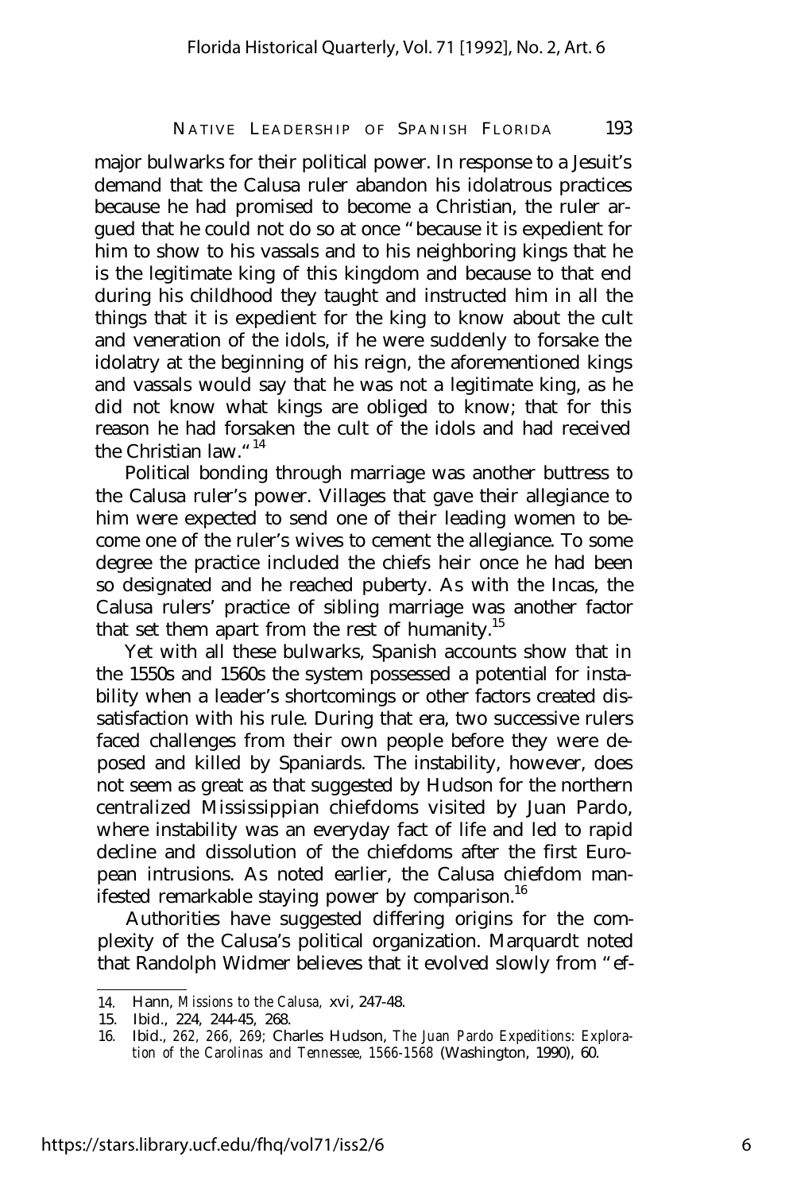major bulwarks for their political power. In response to a Jesuit's demand that the Calusa ruler abandon his idolatrous practices because he had promised to become a Christian, the ruler argued that he could not do so at once "because it is expedient for him to show to his vassals and to his neighboring kings that he is the legitimate king of this kingdom and because to that end during his childhood they taught and instructed him in all the things that it is expedient for the king to know about the cult and veneration of the idols, if he were suddenly to forsake the idolatry at the beginning of his reign, the aforementioned kings and vassals would say that he was not a legitimate king, as he did not know what kings are obliged to know; that for this reason he had forsaken the cult of the idols and had received the Christian law."[14]

Political bonding through marriage was another buttress to the Calusa ruler's power. Villages that gave their allegiance to him were expected to send one of their leading women to become one of the ruler's wives to cement the allegiance. To some degree the practice included the chiefs heir once he had been so designated and he reached puberty. As with the Incas, the Calusa rulers' practice of sibling marriage was another factor that set them apart from the rest of humanity.[15]

Yet with all these bulwarks, Spanish accounts show that in the 1550s and 1560s the system possessed a potential for instability when a leader's shortcomings or other factors created dissatisfaction with his rule. During that era, two successive rulers faced challenges from their own people before they were deposed and killed by Spaniards. The instability, however, does not seem as great as that suggested by Hudson for the northern centralized Mississippian chiefdoms visited by Juan Pardo, where instability was an everyday fact of life and led to rapid decline and dissolution of the chiefdoms after the first European intrusions. As noted earlier, the Calusa chiefdom manifested remarkable staying power by comparison.[16]

Authorities have suggested differing origins for the complexity of the Calusa's political organization. Marquardt noted that Randolph Widmer believes that it evolved slowly from "ef-

---

14. Hann, *Missions to the Calusa,* xvi, 247-48.
15. Ibid., 224, 244-45, 268.
16. Ibid., 262, 266, 269; Charles Hudson, *The Juan Pardo Expeditions: Exploration of the Carolinas and Tennessee, 1566-1568* (Washington, 1990), 60.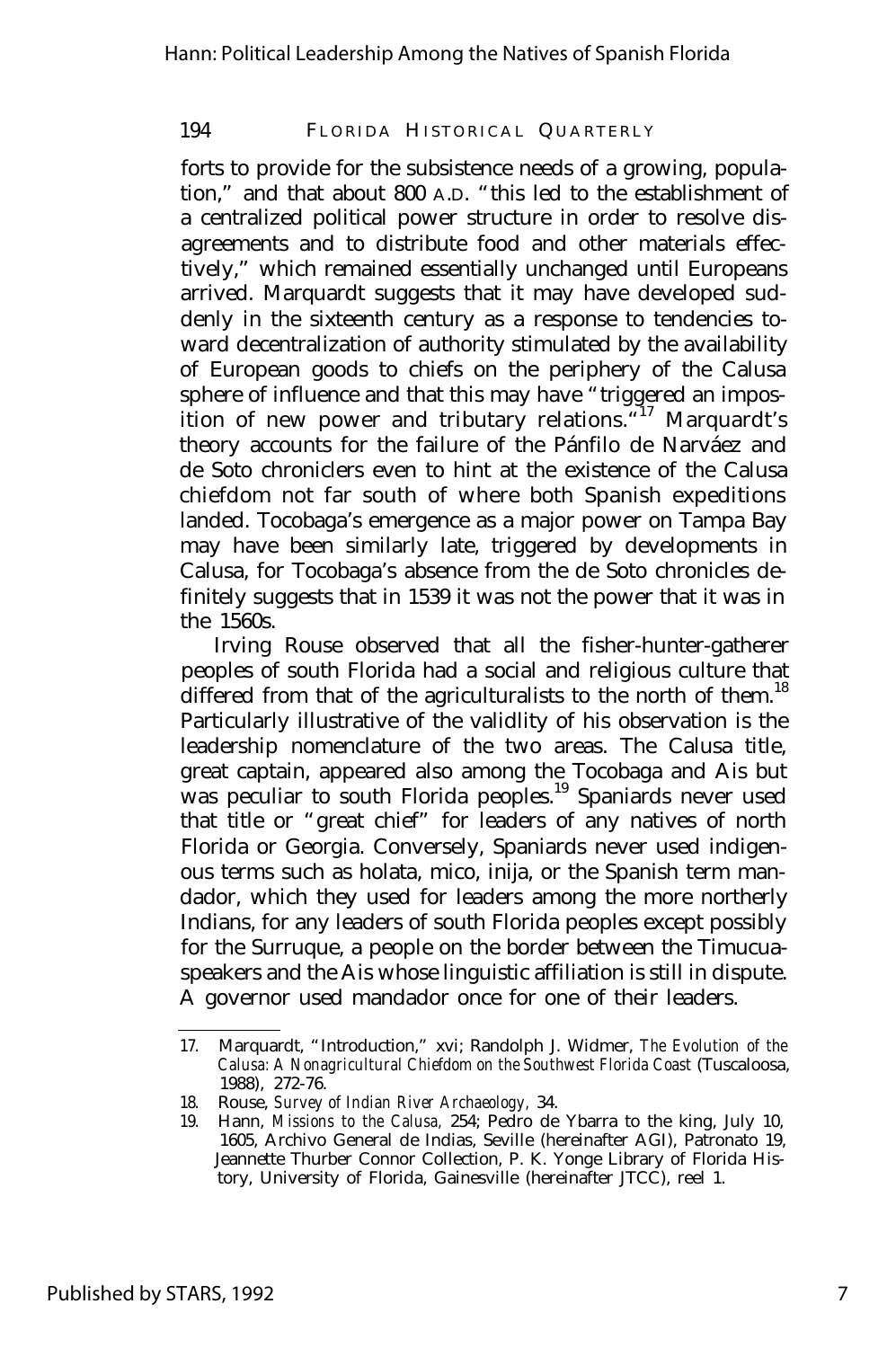forts to provide for the subsistence needs of a growing, population," and that about 800 A.D. "this led to the establishment of a centralized political power structure in order to resolve disagreements and to distribute food and other materials effectively," which remained essentially unchanged until Europeans arrived. Marquardt suggests that it may have developed suddenly in the sixteenth century as a response to tendencies toward decentralization of authority stimulated by the availability of European goods to chiefs on the periphery of the Calusa sphere of influence and that this may have "triggered an imposition of new power and tributary relations."[17] Marquardt's theory accounts for the failure of the Pánfilo de Narváez and de Soto chroniclers even to hint at the existence of the Calusa chiefdom not far south of where both Spanish expeditions landed. Tocobaga's emergence as a major power on Tampa Bay may have been similarly late, triggered by developments in Calusa, for Tocobaga's absence from the de Soto chronicles definitely suggests that in 1539 it was not the power that it was in the 1560s.

Irving Rouse observed that all the fisher-hunter-gatherer peoples of south Florida had a social and religious culture that differed from that of the agriculturalists to the north of them.[18] Particularly illustrative of the validlity of his observation is the leadership nomenclature of the two areas. The Calusa title, great captain, appeared also among the Tocobaga and Ais but was peculiar to south Florida peoples.[19] Spaniards never used that title or "great chief" for leaders of any natives of north Florida or Georgia. Conversely, Spaniards never used indigenous terms such as holata, mico, inija, or the Spanish term mandador, which they used for leaders among the more northerly Indians, for any leaders of south Florida peoples except possibly for the Surruque, a people on the border between the Timucua-speakers and the Ais whose linguistic affiliation is still in dispute. A governor used mandador once for one of their leaders.

---

17. Marquardt, "Introduction," xvi; Randolph J. Widmer, *The Evolution of the Calusa: A Nonagricultural Chiefdom on the Southwest Florida Coast* (Tuscaloosa, 1988), 272-76.
18. Rouse, *Survey of Indian River Archaeology*, 34.
19. Hann, *Missions to the Calusa*, 254; Pedro de Ybarra to the king, July 10, 1605, Archivo General de Indias, Seville (hereinafter AGI), Patronato 19, Jeannette Thurber Connor Collection, P. K. Yonge Library of Florida History, University of Florida, Gainesville (hereinafter JTCC), reel 1.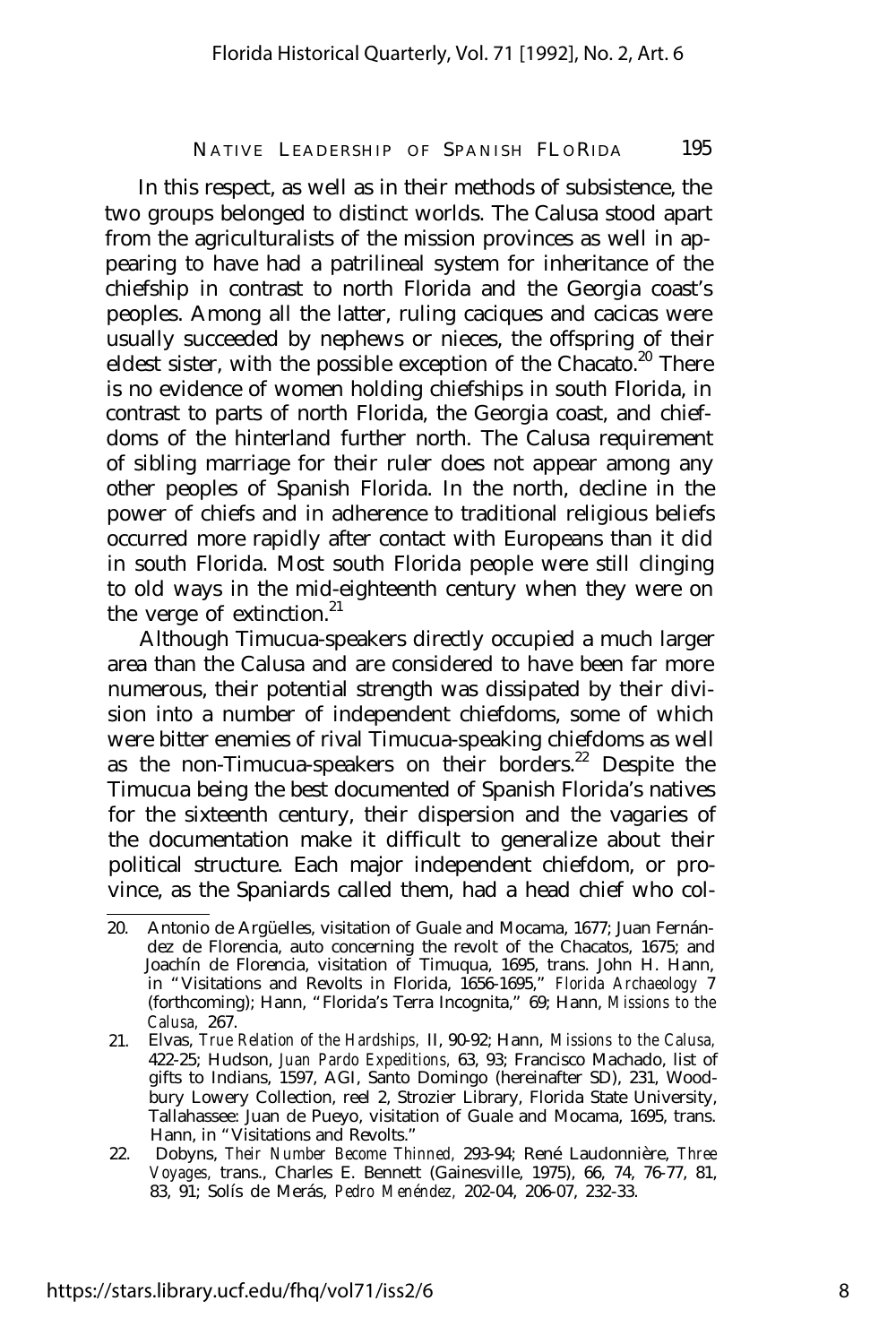In this respect, as well as in their methods of subsistence, the two groups belonged to distinct worlds. The Calusa stood apart from the agriculturalists of the mission provinces as well in appearing to have had a patrilineal system for inheritance of the chiefship in contrast to north Florida and the Georgia coast's peoples. Among all the latter, ruling caciques and cacicas were usually succeeded by nephews or nieces, the offspring of their eldest sister, with the possible exception of the Chacato.[20] There is no evidence of women holding chiefships in south Florida, in contrast to parts of north Florida, the Georgia coast, and chiefdoms of the hinterland further north. The Calusa requirement of sibling marriage for their ruler does not appear among any other peoples of Spanish Florida. In the north, decline in the power of chiefs and in adherence to traditional religious beliefs occurred more rapidly after contact with Europeans than it did in south Florida. Most south Florida people were still clinging to old ways in the mid-eighteenth century when they were on the verge of extinction.[21]

Although Timucua-speakers directly occupied a much larger area than the Calusa and are considered to have been far more numerous, their potential strength was dissipated by their division into a number of independent chiefdoms, some of which were bitter enemies of rival Timucua-speaking chiefdoms as well as the non-Timucua-speakers on their borders.[22] Despite the Timucua being the best documented of Spanish Florida's natives for the sixteenth century, their dispersion and the vagaries of the documentation make it difficult to generalize about their political structure. Each major independent chiefdom, or province, as the Spaniards called them, had a head chief who col-

---

20. Antonio de Argüelles, visitation of Guale and Mocama, 1677; Juan Fernández de Florencia, auto concerning the revolt of the Chacatos, 1675; and Joachín de Florencia, visitation of Timuqua, 1695, trans. John H. Hann, in "Visitations and Revolts in Florida, 1656-1695," *Florida Archaeology* 7 (forthcoming); Hann, "Florida's Terra Incognita," 69; Hann, *Missions to the Calusa,* 267.

21. Elvas, *True Relation of the Hardships,* II, 90-92; Hann, *Missions to the Calusa,* 422-25; Hudson, *Juan Pardo Expeditions,* 63, 93; Francisco Machado, list of gifts to Indians, 1597, AGI, Santo Domingo (hereinafter SD), 231, Woodbury Lowery Collection, reel 2, Strozier Library, Florida State University, Tallahassee: Juan de Pueyo, visitation of Guale and Mocama, 1695, trans. Hann, in "Visitations and Revolts."

22. Dobyns, *Their Number Become Thinned,* 293-94; René Laudonnière, *Three Voyages,* trans., Charles E. Bennett (Gainesville, 1975), 66, 74, 76-77, 81, 83, 91; Solís de Merás, *Pedro Menéndez,* 202-04, 206-07, 232-33.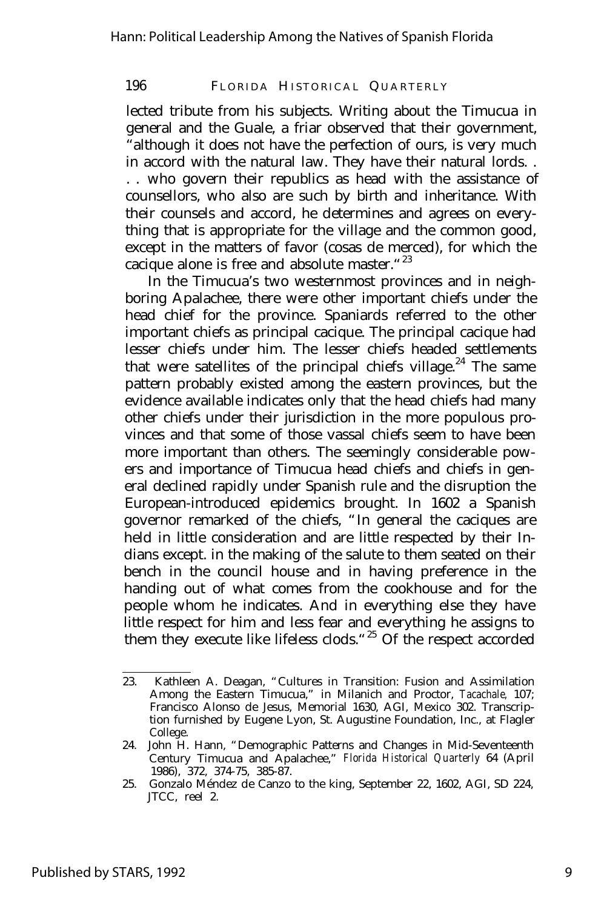lected tribute from his subjects. Writing about the Timucua in general and the Guale, a friar observed that their government, "although it does not have the perfection of ours, is very much in accord with the natural law. They have their natural lords. . . . who govern their republics as head with the assistance of counsellors, who also are such by birth and inheritance. With their counsels and accord, he determines and agrees on everything that is appropriate for the village and the common good, except in the matters of favor (cosas de merced), for which the cacique alone is free and absolute master."[23]

In the Timucua's two westernmost provinces and in neighboring Apalachee, there were other important chiefs under the head chief for the province. Spaniards referred to the other important chiefs as principal cacique. The principal cacique had lesser chiefs under him. The lesser chiefs headed settlements that were satellites of the principal chiefs village.[24] The same pattern probably existed among the eastern provinces, but the evidence available indicates only that the head chiefs had many other chiefs under their jurisdiction in the more populous provinces and that some of those vassal chiefs seem to have been more important than others. The seemingly considerable powers and importance of Timucua head chiefs and chiefs in general declined rapidly under Spanish rule and the disruption the European-introduced epidemics brought. In 1602 a Spanish governor remarked of the chiefs, "In general the caciques are held in little consideration and are little respected by their Indians except. in the making of the salute to them seated on their bench in the council house and in having preference in the handing out of what comes from the cookhouse and for the people whom he indicates. And in everything else they have little respect for him and less fear and everything he assigns to them they execute like lifeless clods."[25] Of the respect accorded

---

23. Kathleen A. Deagan, "Cultures in Transition: Fusion and Assimilation Among the Eastern Timucua," in Milanich and Proctor, *Tacachale,* 107; Francisco Alonso de Jesus, Memorial 1630, AGI, Mexico 302. Transcription furnished by Eugene Lyon, St. Augustine Foundation, Inc., at Flagler College.

24. John H. Hann, "Demographic Patterns and Changes in Mid-Seventeenth Century Timucua and Apalachee," *Florida Historical Quarterly* 64 (April 1986), 372, 374-75, 385-87.

25. Gonzalo Méndez de Canzo to the king, September 22, 1602, AGI, SD 224, JTCC, reel 2.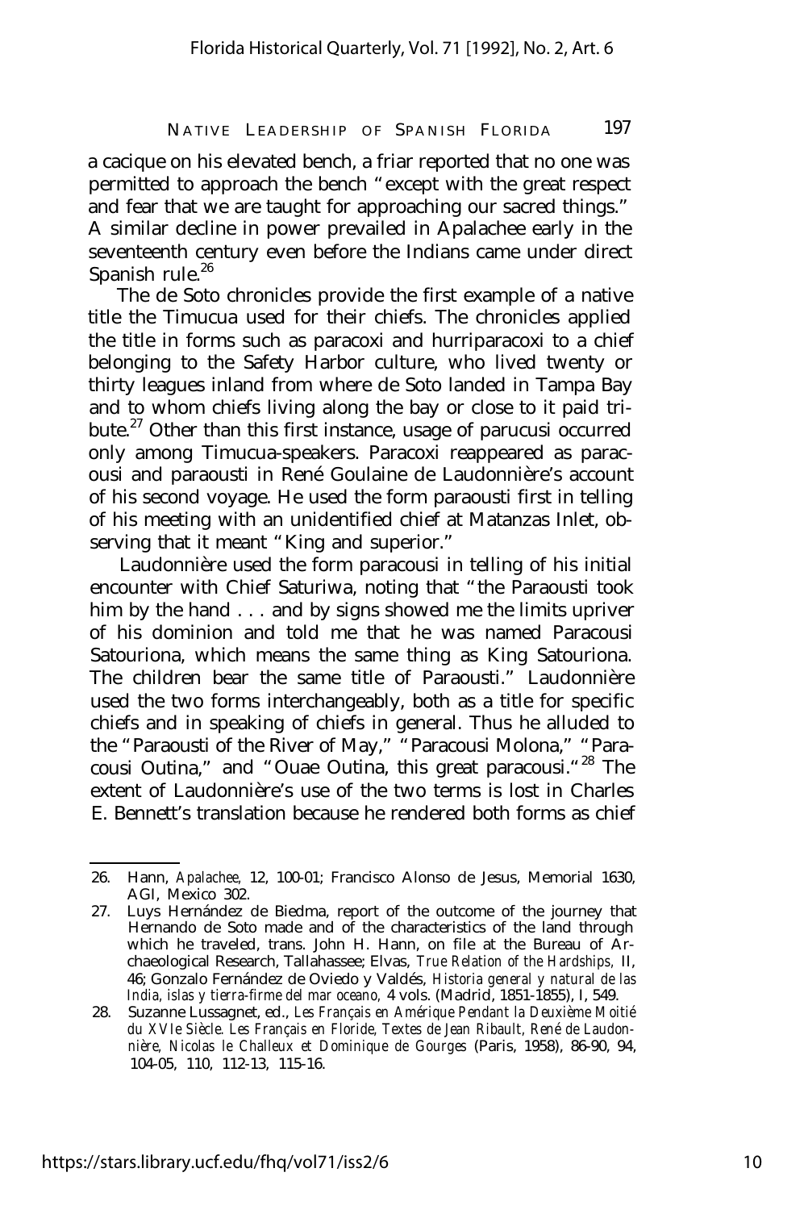a cacique on his elevated bench, a friar reported that no one was permitted to approach the bench "except with the great respect and fear that we are taught for approaching our sacred things." A similar decline in power prevailed in Apalachee early in the seventeenth century even before the Indians came under direct Spanish rule.[26]

The de Soto chronicles provide the first example of a native title the Timucua used for their chiefs. The chronicles applied the title in forms such as paracoxi and hurriparacoxi to a chief belonging to the Safety Harbor culture, who lived twenty or thirty leagues inland from where de Soto landed in Tampa Bay and to whom chiefs living along the bay or close to it paid tribute.[27] Other than this first instance, usage of parucusi occurred only among Timucua-speakers. Paracoxi reappeared as paracousi and paraousti in René Goulaine de Laudonnière's account of his second voyage. He used the form paraousti first in telling of his meeting with an unidentified chief at Matanzas Inlet, observing that it meant "King and superior."

Laudonnière used the form paracousi in telling of his initial encounter with Chief Saturiwa, noting that "the Paraousti took him by the hand . . . and by signs showed me the limits upriver of his dominion and told me that he was named Paracousi Satouriona, which means the same thing as King Satouriona. The children bear the same title of Paraousti." Laudonnière used the two forms interchangeably, both as a title for specific chiefs and in speaking of chiefs in general. Thus he alluded to the "Paraousti of the River of May," "Paracousi Molona," "Paracousi Outina," and "Ouae Outina, this great paracousi."[28] The extent of Laudonnière's use of the two terms is lost in Charles E. Bennett's translation because he rendered both forms as chief

---

26. Hann, *Apalachee*, 12, 100-01; Francisco Alonso de Jesus, Memorial 1630, AGI, Mexico 302.
27. Luys Hernández de Biedma, report of the outcome of the journey that Hernando de Soto made and of the characteristics of the land through which he traveled, trans. John H. Hann, on file at the Bureau of Archaeological Research, Tallahassee; Elvas, *True Relation of the Hardships,* II, 46; Gonzalo Fernández de Oviedo y Valdés, *Historia general y natural de las India, islas y tierra-firme del mar oceano,* 4 vols. (Madrid, 1851-1855), I, 549.
28. Suzanne Lussagnet, ed., *Les Français en Amérique Pendant la Deuxième Moitié du XVIe Siècle. Les Français en Floride, Textes de Jean Ribault, René de Laudonnière, Nicolas le Challeux et Dominique de Gourges* (Paris, 1958), 86-90, 94, 104-05, 110, 112-13, 115-16.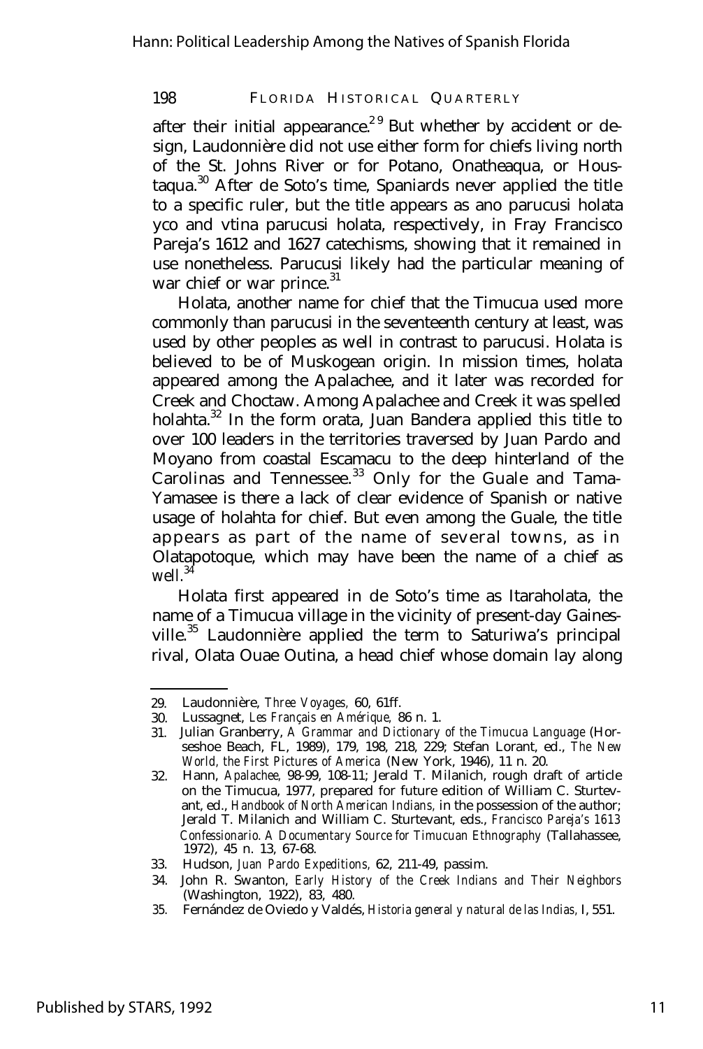after their initial appearance.[29] But whether by accident or design, Laudonnière did not use either form for chiefs living north of the St. Johns River or for Potano, Onatheaqua, or Houstaqua.[30] After de Soto's time, Spaniards never applied the title to a specific ruler, but the title appears as ano parucusi holata yco and vtina parucusi holata, respectively, in Fray Francisco Pareja's 1612 and 1627 catechisms, showing that it remained in use nonetheless. Parucusi likely had the particular meaning of war chief or war prince.[31]

Holata, another name for chief that the Timucua used more commonly than parucusi in the seventeenth century at least, was used by other peoples as well in contrast to parucusi. Holata is believed to be of Muskogean origin. In mission times, holata appeared among the Apalachee, and it later was recorded for Creek and Choctaw. Among Apalachee and Creek it was spelled holahta.[32] In the form orata, Juan Bandera applied this title to over 100 leaders in the territories traversed by Juan Pardo and Moyano from coastal Escamacu to the deep hinterland of the Carolinas and Tennessee.[33] Only for the Guale and Tama-Yamasee is there a lack of clear evidence of Spanish or native usage of holahta for chief. But even among the Guale, the title appears as part of the name of several towns, as in Olatapotoque, which may have been the name of a chief as well.[34]

Holata first appeared in de Soto's time as Itaraholata, the name of a Timucua village in the vicinity of present-day Gainesville.[35] Laudonnière applied the term to Saturiwa's principal rival, Olata Ouae Outina, a head chief whose domain lay along

---

29. Laudonnière, *Three Voyages,* 60, 61ff.
30. Lussagnet, *Les Français en Amérique,* 86 n. 1.
31. Julian Granberry, *A Grammar and Dictionary of the Timucua Language* (Horseshoe Beach, FL, 1989), 179, 198, 218, 229; Stefan Lorant, ed., *The New World, the First Pictures of America* (New York, 1946), 11 n. 20.
32. Hann, *Apalachee,* 98-99, 108-11; Jerald T. Milanich, rough draft of article on the Timucua, 1977, prepared for future edition of William C. Sturtevant, ed., *Handbook of North American Indians,* in the possession of the author; Jerald T. Milanich and William C. Sturtevant, eds., *Francisco Pareja's 1613 Confessionario. A Documentary Source for Timucuan Ethnography* (Tallahassee, 1972), 45 n. 13, 67-68.
33. Hudson, *Juan Pardo Expeditions,* 62, 211-49, passim.
34. John R. Swanton, *Early History of the Creek Indians and Their Neighbors* (Washington, 1922), 83, 480.
35. Fernández de Oviedo y Valdés, *Historia general y natural de las Indias,* I, 551.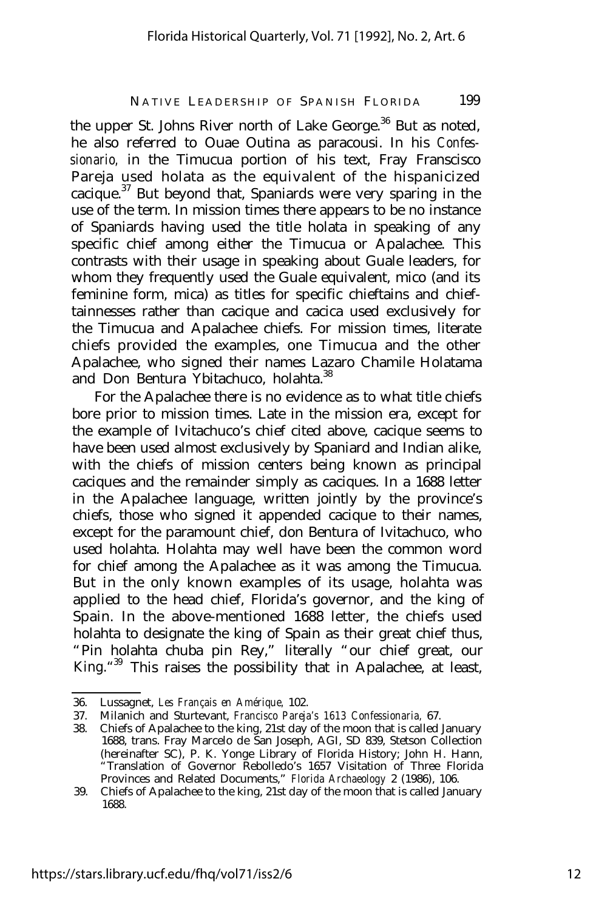the upper St. Johns River north of Lake George.[36] But as noted, he also referred to Ouae Outina as paracousi. In his *Confessionario,* in the Timucua portion of his text, Fray Franscisco Pareja used holata as the equivalent of the hispanicized cacique.[37] But beyond that, Spaniards were very sparing in the use of the term. In mission times there appears to be no instance of Spaniards having used the title holata in speaking of any specific chief among either the Timucua or Apalachee. This contrasts with their usage in speaking about Guale leaders, for whom they frequently used the Guale equivalent, mico (and its feminine form, mica) as titles for specific chieftains and chieftainnesses rather than cacique and cacica used exclusively for the Timucua and Apalachee chiefs. For mission times, literate chiefs provided the examples, one Timucua and the other Apalachee, who signed their names Lazaro Chamile Holatama and Don Bentura Ybitachuco, holahta.[38]

For the Apalachee there is no evidence as to what title chiefs bore prior to mission times. Late in the mission era, except for the example of Ivitachuco's chief cited above, cacique seems to have been used almost exclusively by Spaniard and Indian alike, with the chiefs of mission centers being known as principal caciques and the remainder simply as caciques. In a 1688 letter in the Apalachee language, written jointly by the province's chiefs, those who signed it appended cacique to their names, except for the paramount chief, don Bentura of Ivitachuco, who used holahta. Holahta may well have been the common word for chief among the Apalachee as it was among the Timucua. But in the only known examples of its usage, holahta was applied to the head chief, Florida's governor, and the king of Spain. In the above-mentioned 1688 letter, the chiefs used holahta to designate the king of Spain as their great chief thus, "Pin holahta chuba pin Rey," literally "our chief great, our King."[39] This raises the possibility that in Apalachee, at least,

---

36. Lussagnet, *Les Français en Amérique,* 102.
37. Milanich and Sturtevant, *Francisco Pareja's 1613 Confessionaria,* 67.
38. Chiefs of Apalachee to the king, 21st day of the moon that is called January 1688, trans. Fray Marcelo de San Joseph, AGI, SD 839, Stetson Collection (hereinafter SC), P. K. Yonge Library of Florida History; John H. Hann, "Translation of Governor Rebolledo's 1657 Visitation of Three Florida Provinces and Related Documents," *Florida Archaeology* 2 (1986), 106.
39. Chiefs of Apalachee to the king, 21st day of the moon that is called January 1688.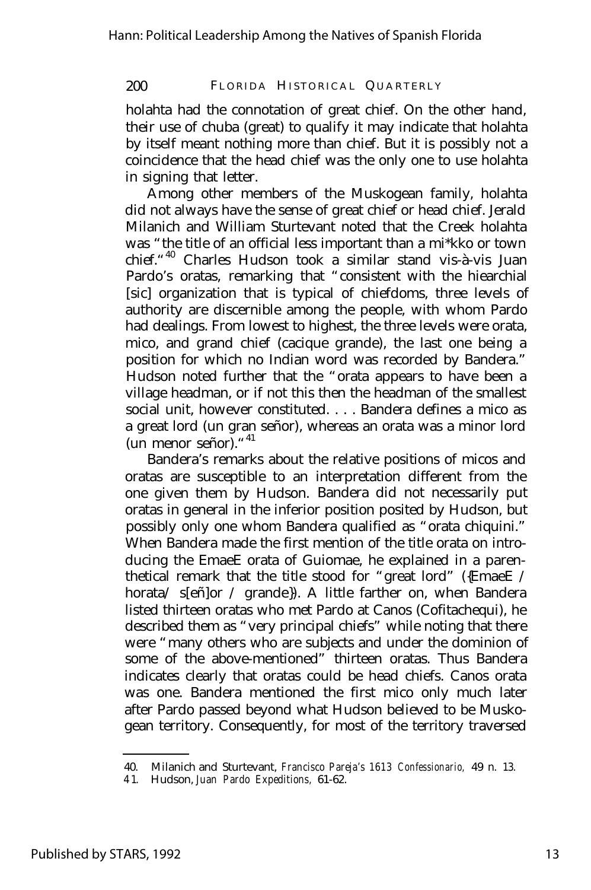holahta had the connotation of great chief. On the other hand, their use of chuba (great) to qualify it may indicate that holahta by itself meant nothing more than chief. But it is possibly not a coincidence that the head chief was the only one to use holahta in signing that letter.

Among other members of the Muskogean family, holahta did not always have the sense of great chief or head chief. Jerald Milanich and William Sturtevant noted that the Creek holahta was "the title of an official less important than a mi*kko or town chief."[40] Charles Hudson took a similar stand vis-à-vis Juan Pardo's oratas, remarking that "consistent with the hiearchial [sic] organization that is typical of chiefdoms, three levels of authority are discernible among the people, with whom Pardo had dealings. From lowest to highest, the three levels were orata, mico, and grand chief (cacique grande), the last one being a position for which no Indian word was recorded by Bandera." Hudson noted further that the "orata appears to have been a village headman, or if not this then the headman of the smallest social unit, however constituted. . . . Bandera defines a mico as a great lord (un gran señor), whereas an orata was a minor lord (un menor señor)."[41]

Bandera's remarks about the relative positions of micos and oratas are susceptible to an interpretation different from the one given them by Hudson. Bandera did not necessarily put oratas in general in the inferior position posited by Hudson, but possibly only one whom Bandera qualified as "orata chiquini." When Bandera made the first mention of the title orata on introducing the EmaeE orata of Guiomae, he explained in a parenthetical remark that the title stood for "great lord" ({EmaeE / horata/ s[eñ]or / grande}). A little farther on, when Bandera listed thirteen oratas who met Pardo at Canos (Cofitachequi), he described them as "very principal chiefs" while noting that there were "many others who are subjects and under the dominion of some of the above-mentioned" thirteen oratas. Thus Bandera indicates clearly that oratas could be head chiefs. Canos orata was one. Bandera mentioned the first mico only much later after Pardo passed beyond what Hudson believed to be Muskogean territory. Consequently, for most of the territory traversed

40. Milanich and Sturtevant, *Francisco Pareja's 1613 Confessionario,* 49 n. 13.

41. Hudson, *Juan Pardo Expeditions,* 61-62.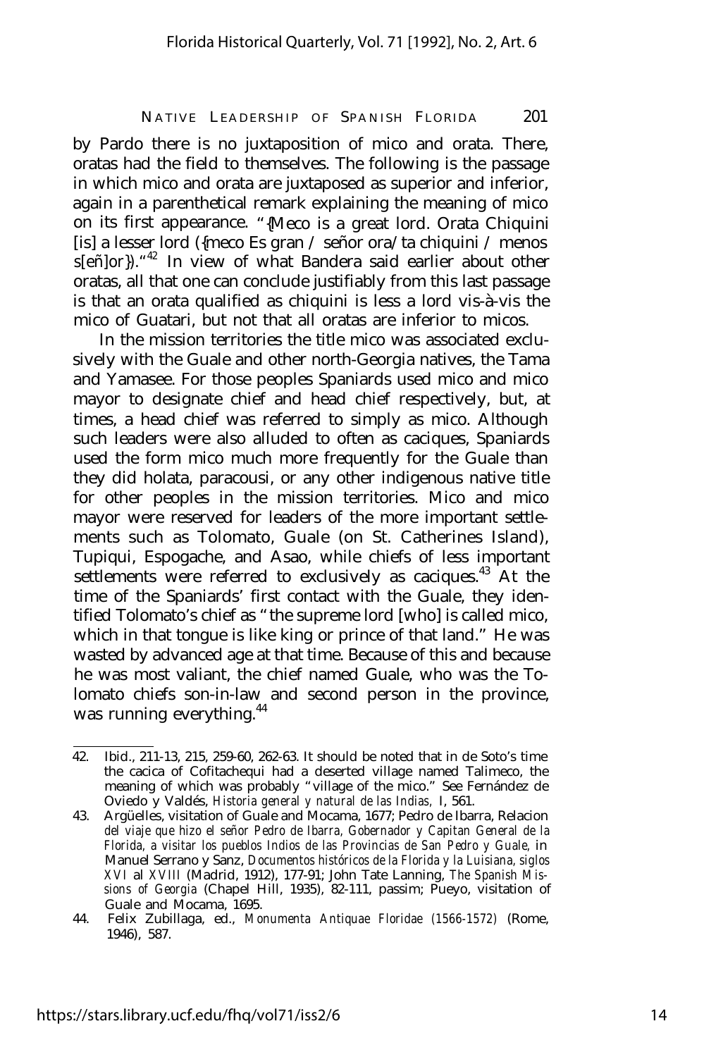by Pardo there is no juxtaposition of mico and orata. There, oratas had the field to themselves. The following is the passage in which mico and orata are juxtaposed as superior and inferior, again in a parenthetical remark explaining the meaning of mico on its first appearance. "{Meco is a great lord. Orata Chiquini [is] a lesser lord ({meco Es gran / señor ora/ta chiquini / menos s[eñ]or})."[42] In view of what Bandera said earlier about other oratas, all that one can conclude justifiably from this last passage is that an orata qualified as chiquini is less a lord vis-à-vis the mico of Guatari, but not that all oratas are inferior to micos.

In the mission territories the title mico was associated exclusively with the Guale and other north-Georgia natives, the Tama and Yamasee. For those peoples Spaniards used mico and mico mayor to designate chief and head chief respectively, but, at times, a head chief was referred to simply as mico. Although such leaders were also alluded to often as caciques, Spaniards used the form mico much more frequently for the Guale than they did holata, paracousi, or any other indigenous native title for other peoples in the mission territories. Mico and mico mayor were reserved for leaders of the more important settlements such as Tolomato, Guale (on St. Catherines Island), Tupiqui, Espogache, and Asao, while chiefs of less important settlements were referred to exclusively as caciques.[43] At the time of the Spaniards' first contact with the Guale, they identified Tolomato's chief as "the supreme lord [who] is called mico, which in that tongue is like king or prince of that land." He was wasted by advanced age at that time. Because of this and because he was most valiant, the chief named Guale, who was the Tolomato chiefs son-in-law and second person in the province, was running everything.[44]

---

42. Ibid., 211-13, 215, 259-60, 262-63. It should be noted that in de Soto's time the cacica of Cofitachequi had a deserted village named Talimeco, the meaning of which was probably "village of the mico." See Fernández de Oviedo y Valdés, *Historia general y natural de las Indias,* I, 561.

43. Argüelles, visitation of Guale and Mocama, 1677; Pedro de Ibarra, Relacion *del viaje que hizo el señor Pedro de Ibarra, Gobernador y Capitan General de la Florida, a visitar los pueblos Indios de las Provincias de San Pedro y Guale,* in Manuel Serrano y Sanz, *Documentos históricos de la Florida y la Luisiana, siglos XVI al XVIII* (Madrid, 1912), 177-91; John Tate Lanning, *The Spanish Missions of Georgia* (Chapel Hill, 1935), 82-111, passim; Pueyo, visitation of Guale and Mocama, 1695.

44. Felix Zubillaga, ed., *Monumenta Antiquae Floridae (1566-1572)* (Rome, 1946), 587.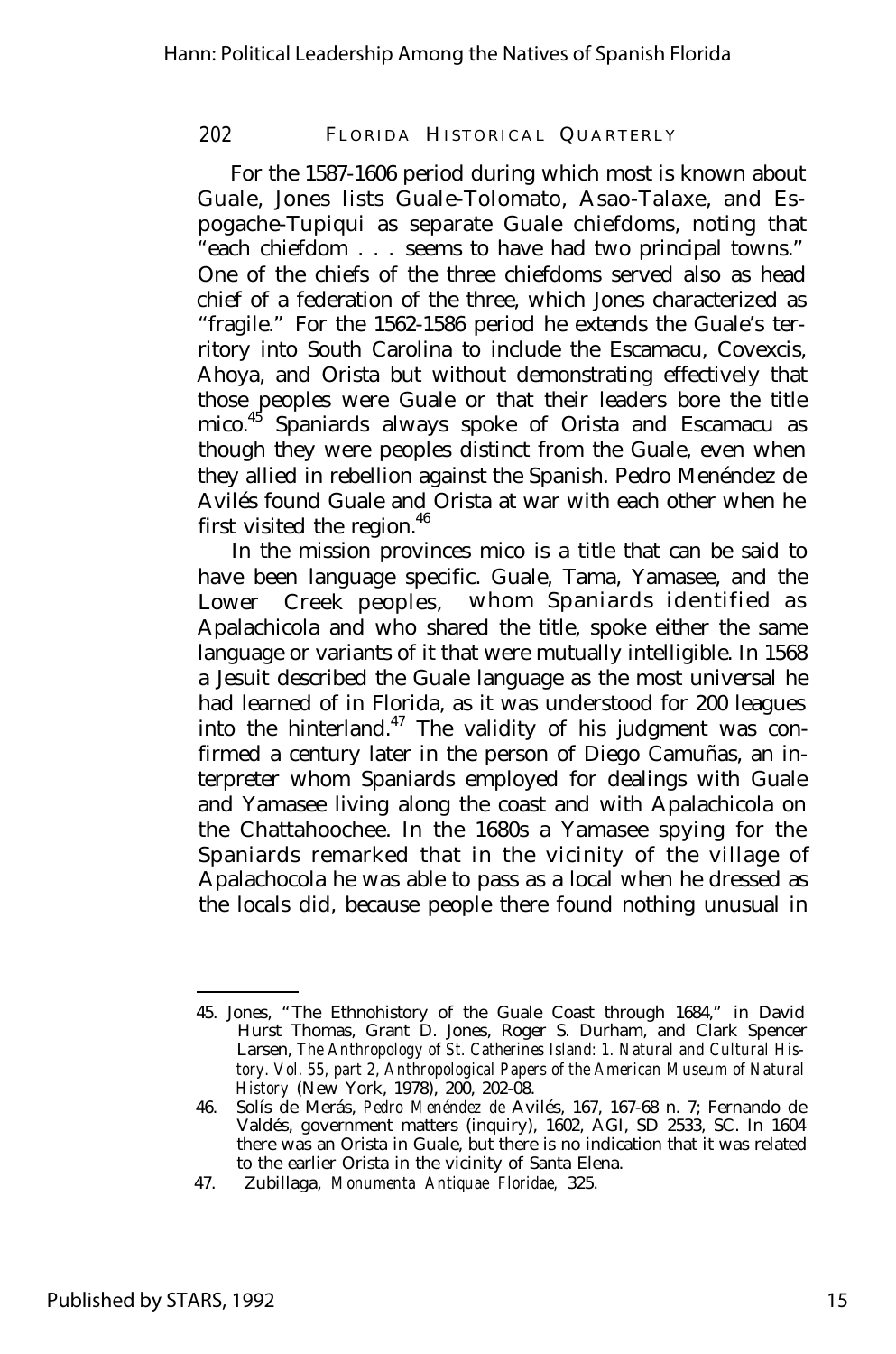For the 1587-1606 period during which most is known about Guale, Jones lists Guale-Tolomato, Asao-Talaxe, and Espogache-Tupiqui as separate Guale chiefdoms, noting that "each chiefdom . . . seems to have had two principal towns." One of the chiefs of the three chiefdoms served also as head chief of a federation of the three, which Jones characterized as "fragile." For the 1562-1586 period he extends the Guale's territory into South Carolina to include the Escamacu, Covexcis, Ahoya, and Orista but without demonstrating effectively that those peoples were Guale or that their leaders bore the title mico.[45] Spaniards always spoke of Orista and Escamacu as though they were peoples distinct from the Guale, even when they allied in rebellion against the Spanish. Pedro Menéndez de Avilés found Guale and Orista at war with each other when he first visited the region.[46]

In the mission provinces mico is a title that can be said to have been language specific. Guale, Tama, Yamasee, and the Lower Creek peoples, whom Spaniards identified as Apalachicola and who shared the title, spoke either the same language or variants of it that were mutually intelligible. In 1568 a Jesuit described the Guale language as the most universal he had learned of in Florida, as it was understood for 200 leagues into the hinterland.[47] The validity of his judgment was confirmed a century later in the person of Diego Camuñas, an interpreter whom Spaniards employed for dealings with Guale and Yamasee living along the coast and with Apalachicola on the Chattahoochee. In the 1680s a Yamasee spying for the Spaniards remarked that in the vicinity of the village of Apalachocola he was able to pass as a local when he dressed as the locals did, because people there found nothing unusual in

---

45. Jones, "The Ethnohistory of the Guale Coast through 1684," in David Hurst Thomas, Grant D. Jones, Roger S. Durham, and Clark Spencer Larsen, *The Anthropology of St. Catherines Island: 1. Natural and Cultural History. Vol. 55, part 2, Anthropological Papers of the American Museum of Natural History* (New York, 1978), 200, 202-08.

46. Solís de Merás, *Pedro Menéndez de* Avilés, 167, 167-68 n. 7; Fernando de Valdés, government matters (inquiry), 1602, AGI, SD 2533, SC. In 1604 there was an Orista in Guale, but there is no indication that it was related to the earlier Orista in the vicinity of Santa Elena.

47. Zubillaga, *Monumenta Antiquae Floridae*, 325.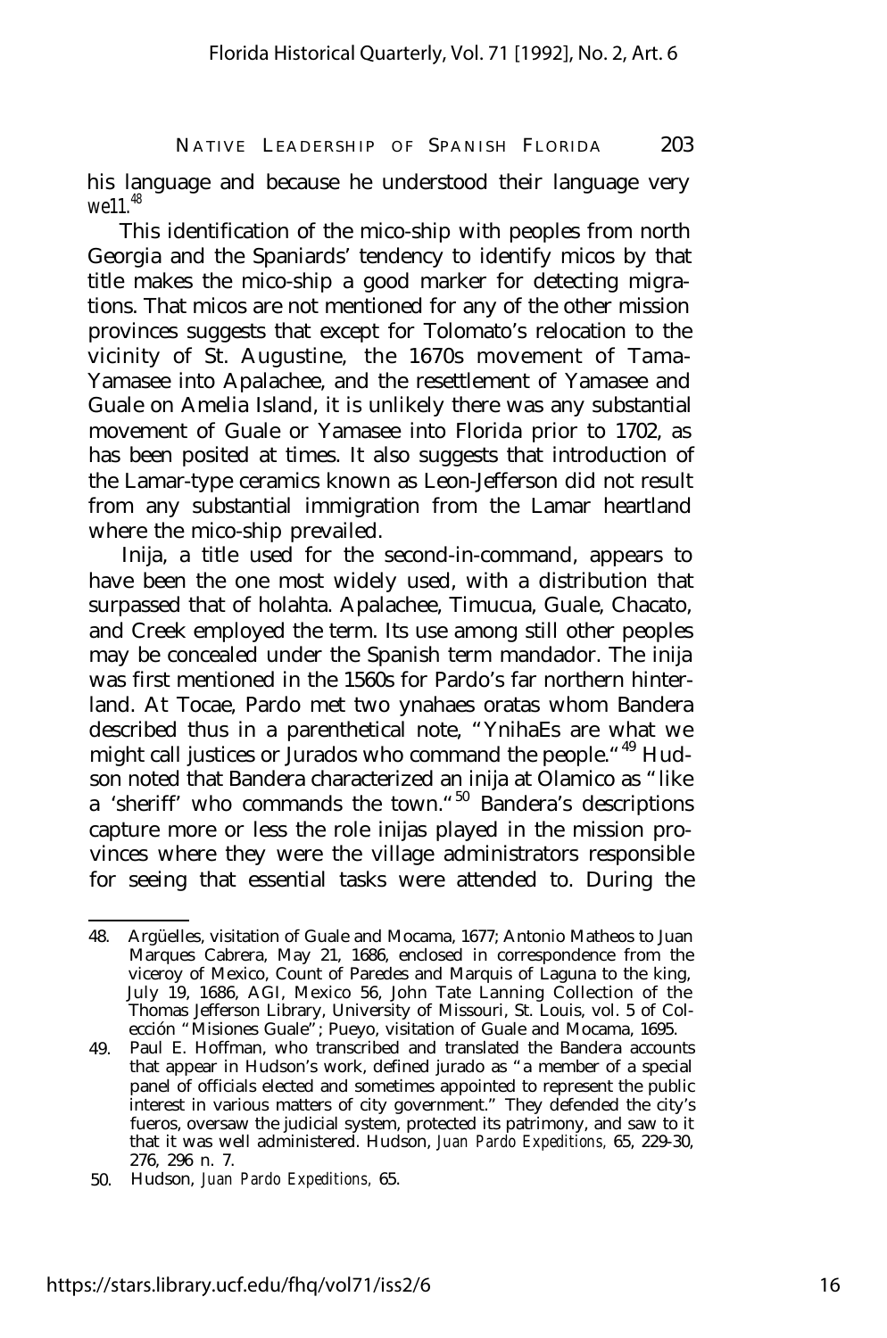his language and because he understood their language very well.[48]

This identification of the mico-ship with peoples from north Georgia and the Spaniards' tendency to identify micos by that title makes the mico-ship a good marker for detecting migrations. That micos are not mentioned for any of the other mission provinces suggests that except for Tolomato's relocation to the vicinity of St. Augustine, the 1670s movement of Tama-Yamasee into Apalachee, and the resettlement of Yamasee and Guale on Amelia Island, it is unlikely there was any substantial movement of Guale or Yamasee into Florida prior to 1702, as has been posited at times. It also suggests that introduction of the Lamar-type ceramics known as Leon-Jefferson did not result from any substantial immigration from the Lamar heartland where the mico-ship prevailed.

Inija, a title used for the second-in-command, appears to have been the one most widely used, with a distribution that surpassed that of holahta. Apalachee, Timucua, Guale, Chacato, and Creek employed the term. Its use among still other peoples may be concealed under the Spanish term mandador. The inija was first mentioned in the 1560s for Pardo's far northern hinterland. At Tocae, Pardo met two ynahaes oratas whom Bandera described thus in a parenthetical note, "YnihaEs are what we might call justices or Jurados who command the people."[49] Hudson noted that Bandera characterized an inija at Olamico as "like a 'sheriff' who commands the town."[50] Bandera's descriptions capture more or less the role inijas played in the mission provinces where they were the village administrators responsible for seeing that essential tasks were attended to. During the

48. Argüelles, visitation of Guale and Mocama, 1677; Antonio Matheos to Juan Marques Cabrera, May 21, 1686, enclosed in correspondence from the viceroy of Mexico, Count of Paredes and Marquis of Laguna to the king, July 19, 1686, AGI, Mexico 56, John Tate Lanning Collection of the Thomas Jefferson Library, University of Missouri, St. Louis, vol. 5 of Colección "Misiones Guale"; Pueyo, visitation of Guale and Mocama, 1695.

49. Paul E. Hoffman, who transcribed and translated the Bandera accounts that appear in Hudson's work, defined jurado as "a member of a special panel of officials elected and sometimes appointed to represent the public interest in various matters of city government." They defended the city's fueros, oversaw the judicial system, protected its patrimony, and saw to it that it was well administered. Hudson, *Juan Pardo Expeditions,* 65, 229-30, 276, 296 n. 7.

50. Hudson, *Juan Pardo Expeditions,* 65.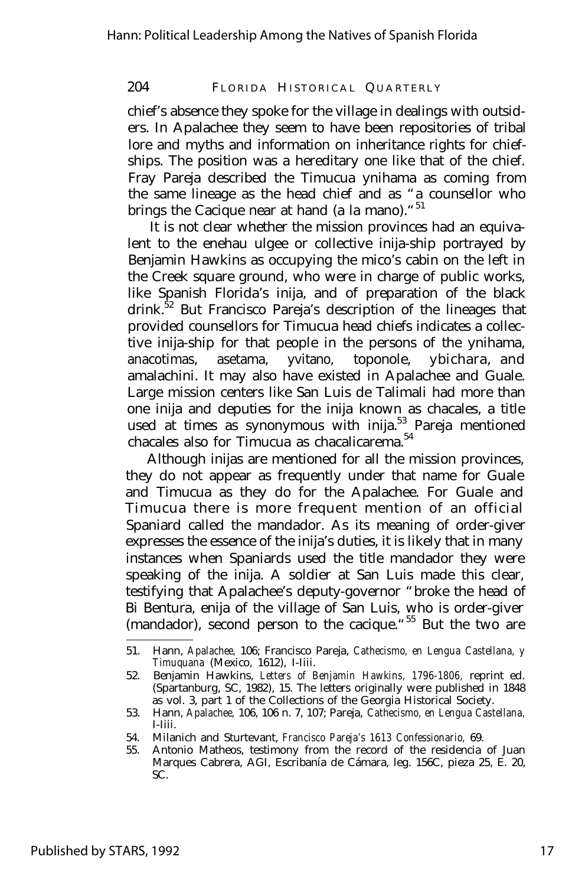chief's absence they spoke for the village in dealings with outsiders. In Apalachee they seem to have been repositories of tribal lore and myths and information on inheritance rights for chiefships. The position was a hereditary one like that of the chief. Fray Pareja described the Timucua ynihama as coming from the same lineage as the head chief and as "a counsellor who brings the Cacique near at hand (a la mano)."[51]

It is not clear whether the mission provinces had an equivalent to the enehau ulgee or collective inija-ship portrayed by Benjamin Hawkins as occupying the mico's cabin on the left in the Creek square ground, who were in charge of public works, like Spanish Florida's inija, and of preparation of the black drink.[52] But Francisco Pareja's description of the lineages that provided counsellors for Timucua head chiefs indicates a collective inija-ship for that people in the persons of the ynihama, anacotimas, asetama, yvitano, toponole, ybichara, and amalachini. It may also have existed in Apalachee and Guale. Large mission centers like San Luis de Talimali had more than one inija and deputies for the inija known as chacales, a title used at times as synonymous with inija.[53] Pareja mentioned chacales also for Timucua as chacalicarema.[54]

Although inijas are mentioned for all the mission provinces, they do not appear as frequently under that name for Guale and Timucua as they do for the Apalachee. For Guale and Timucua there is more frequent mention of an official Spaniard called the mandador. As its meaning of order-giver expresses the essence of the inija's duties, it is likely that in many instances when Spaniards used the title mandador they were speaking of the inija. A soldier at San Luis made this clear, testifying that Apalachee's deputy-governor "broke the head of Bi Bentura, enija of the village of San Luis, who is order-giver (mandador), second person to the cacique."[55] But the two are

---

51. Hann, *Apalachee*, 106; Francisco Pareja, *Cathecismo, en Lengua Castellana, y Timuquana* (Mexico, 1612), I-Iiii.
52. Benjamin Hawkins, *Letters of Benjamin Hawkins, 1796-1806*, reprint ed. (Spartanburg, SC, 1982), 15. The letters originally were published in 1848 as vol. 3, part 1 of the Collections of the Georgia Historical Society.
53. Hann, *Apalachee*, 106, 106 n. 7, 107; Pareja, *Cathecismo, en Lengua Castellana*, I-Iiii.
54. Milanich and Sturtevant, *Francisco Pareja's 1613 Confessionario*, 69.
55. Antonio Matheos, testimony from the record of the residencia of Juan Marques Cabrera, AGI, Escribanía de Cámara, leg. 156C, pieza 25, E. 20, SC.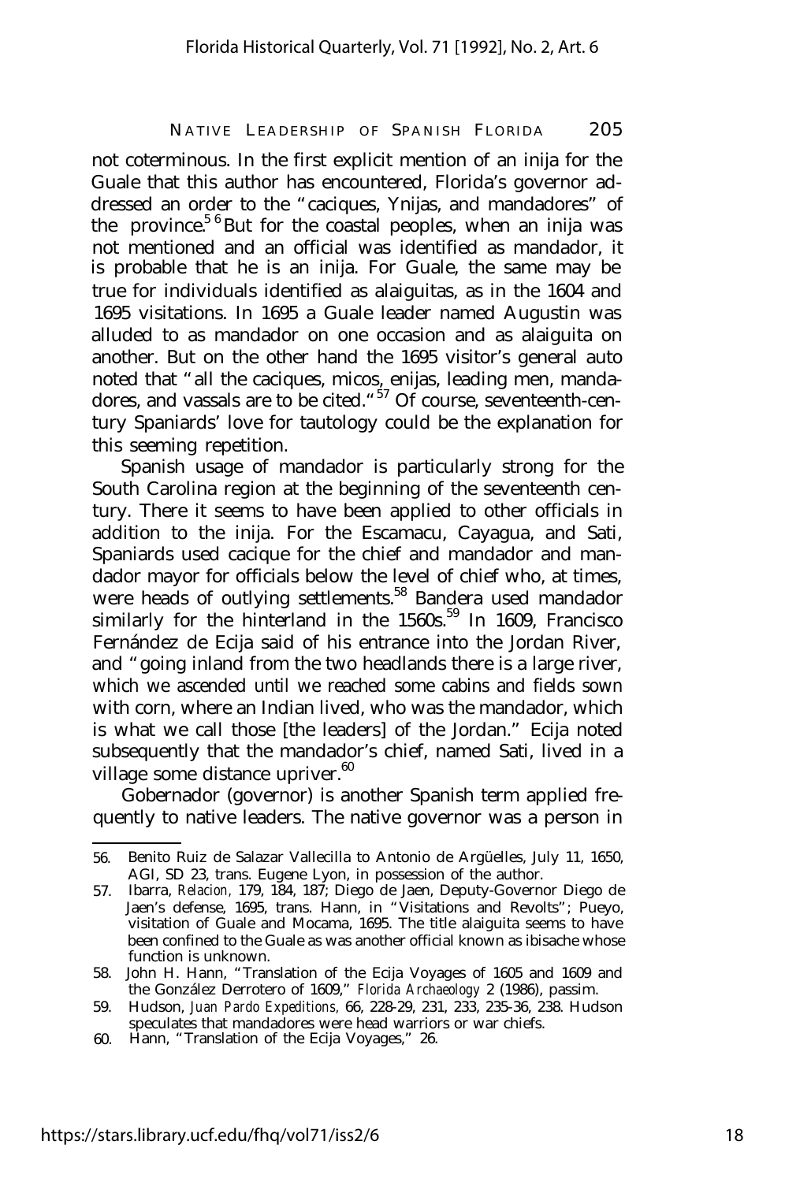not coterminous. In the first explicit mention of an inija for the Guale that this author has encountered, Florida's governor addressed an order to the "caciques, Ynijas, and mandadores" of the province.[56] But for the coastal peoples, when an inija was not mentioned and an official was identified as mandador, it is probable that he is an inija. For Guale, the same may be true for individuals identified as alaiguitas, as in the 1604 and 1695 visitations. In 1695 a Guale leader named Augustin was alluded to as mandador on one occasion and as alaiguita on another. But on the other hand the 1695 visitor's general auto noted that "all the caciques, micos, enijas, leading men, mandadores, and vassals are to be cited."[57] Of course, seventeenth-century Spaniards' love for tautology could be the explanation for this seeming repetition.

Spanish usage of mandador is particularly strong for the South Carolina region at the beginning of the seventeenth century. There it seems to have been applied to other officials in addition to the inija. For the Escamacu, Cayagua, and Sati, Spaniards used cacique for the chief and mandador and mandador mayor for officials below the level of chief who, at times, were heads of outlying settlements.[58] Bandera used mandador similarly for the hinterland in the 1560s.[59] In 1609, Francisco Fernández de Ecija said of his entrance into the Jordan River, and "going inland from the two headlands there is a large river, which we ascended until we reached some cabins and fields sown with corn, where an Indian lived, who was the mandador, which is what we call those [the leaders] of the Jordan." Ecija noted subsequently that the mandador's chief, named Sati, lived in a village some distance upriver.[60]

Gobernador (governor) is another Spanish term applied frequently to native leaders. The native governor was a person in

---

56. Benito Ruiz de Salazar Vallecilla to Antonio de Argüelles, July 11, 1650, AGI, SD 23, trans. Eugene Lyon, in possession of the author.

57. Ibarra, *Relacion*, 179, 184, 187; Diego de Jaen, Deputy-Governor Diego de Jaen's defense, 1695, trans. Hann, in "Visitations and Revolts"; Pueyo, visitation of Guale and Mocama, 1695. The title alaiguita seems to have been confined to the Guale as was another official known as ibisache whose function is unknown.

58. John H. Hann, "Translation of the Ecija Voyages of 1605 and 1609 and the González Derrotero of 1609," *Florida Archaeology* 2 (1986), passim.

59. Hudson, *Juan Pardo Expeditions*, 66, 228-29, 231, 233, 235-36, 238. Hudson speculates that mandadores were head warriors or war chiefs.

60. Hann, "Translation of the Ecija Voyages," 26.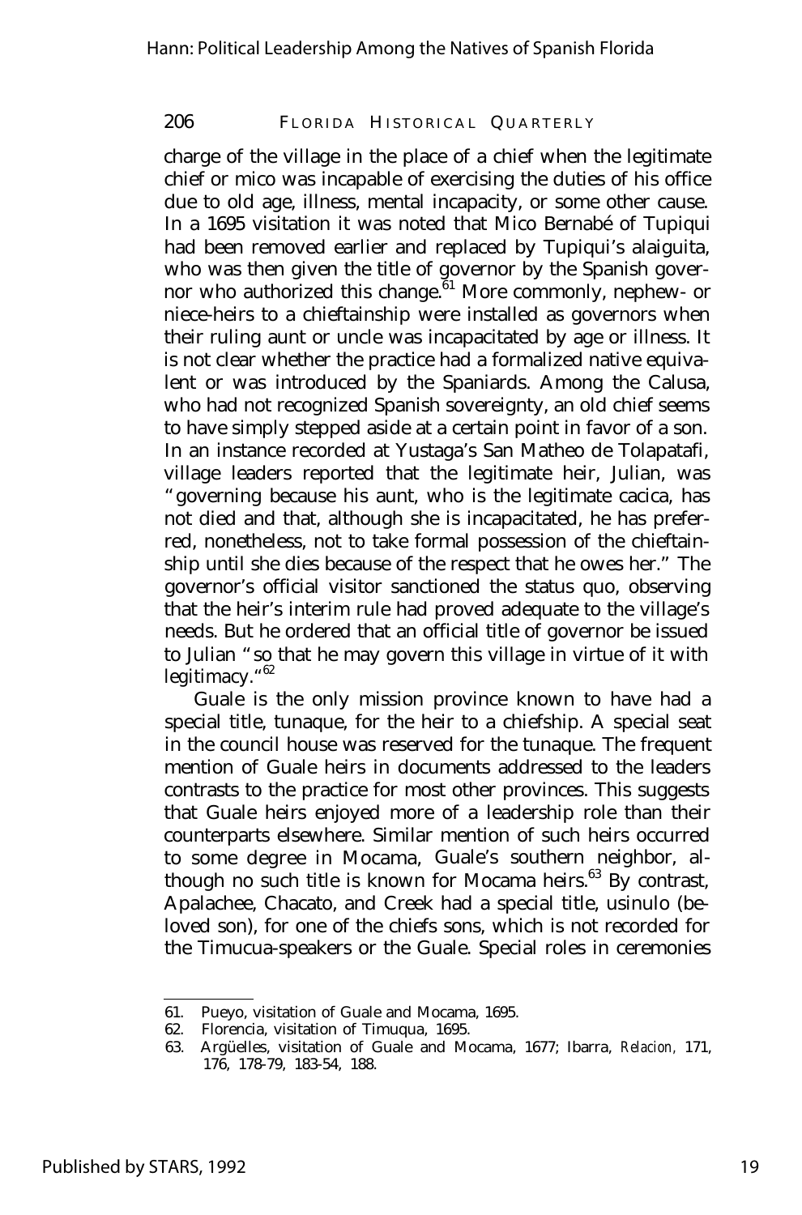charge of the village in the place of a chief when the legitimate chief or mico was incapable of exercising the duties of his office due to old age, illness, mental incapacity, or some other cause. In a 1695 visitation it was noted that Mico Bernabé of Tupiqui had been removed earlier and replaced by Tupiqui's alaiguita, who was then given the title of governor by the Spanish governor who authorized this change.[61] More commonly, nephew- or niece-heirs to a chieftainship were installed as governors when their ruling aunt or uncle was incapacitated by age or illness. It is not clear whether the practice had a formalized native equivalent or was introduced by the Spaniards. Among the Calusa, who had not recognized Spanish sovereignty, an old chief seems to have simply stepped aside at a certain point in favor of a son. In an instance recorded at Yustaga's San Matheo de Tolapatafi, village leaders reported that the legitimate heir, Julian, was "governing because his aunt, who is the legitimate cacica, has not died and that, although she is incapacitated, he has preferred, nonetheless, not to take formal possession of the chieftainship until she dies because of the respect that he owes her." The governor's official visitor sanctioned the status quo, observing that the heir's interim rule had proved adequate to the village's needs. But he ordered that an official title of governor be issued to Julian "so that he may govern this village in virtue of it with legitimacy."[62]

Guale is the only mission province known to have had a special title, tunaque, for the heir to a chiefship. A special seat in the council house was reserved for the tunaque. The frequent mention of Guale heirs in documents addressed to the leaders contrasts to the practice for most other provinces. This suggests that Guale heirs enjoyed more of a leadership role than their counterparts elsewhere. Similar mention of such heirs occurred to some degree in Mocama, Guale's southern neighbor, although no such title is known for Mocama heirs.[63] By contrast, Apalachee, Chacato, and Creek had a special title, usinulo (beloved son), for one of the chiefs sons, which is not recorded for the Timucua-speakers or the Guale. Special roles in ceremonies

---

61. Pueyo, visitation of Guale and Mocama, 1695.
62. Florencia, visitation of Timuqua, 1695.
63. Argüelles, visitation of Guale and Mocama, 1677; Ibarra, *Relacion,* 171, 176, 178-79, 183-54, 188.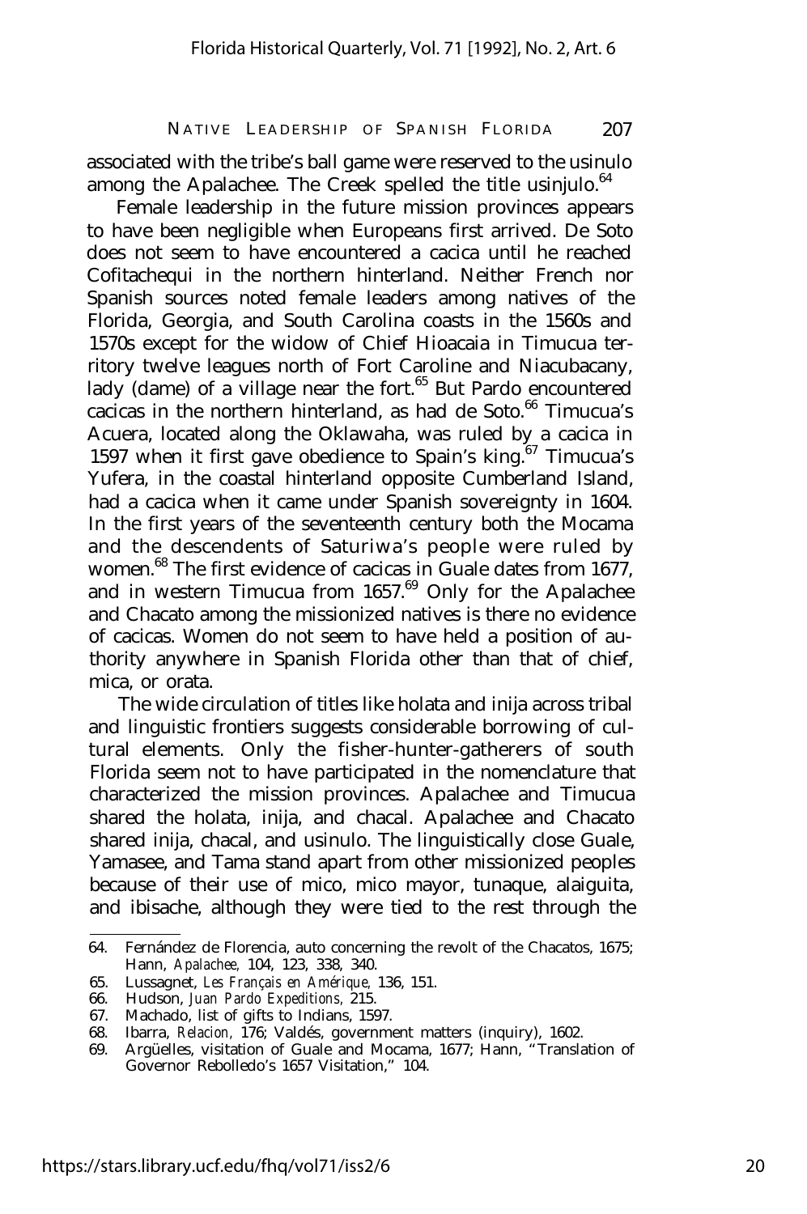associated with the tribe's ball game were reserved to the usinulo among the Apalachee. The Creek spelled the title usinjulo.[64]

Female leadership in the future mission provinces appears to have been negligible when Europeans first arrived. De Soto does not seem to have encountered a cacica until he reached Cofitachequi in the northern hinterland. Neither French nor Spanish sources noted female leaders among natives of the Florida, Georgia, and South Carolina coasts in the 1560s and 1570s except for the widow of Chief Hioacaia in Timucua territory twelve leagues north of Fort Caroline and Niacubacany, lady (dame) of a village near the fort.[65] But Pardo encountered cacicas in the northern hinterland, as had de Soto.[66] Timucua's Acuera, located along the Oklawaha, was ruled by a cacica in 1597 when it first gave obedience to Spain's king.[67] Timucua's Yufera, in the coastal hinterland opposite Cumberland Island, had a cacica when it came under Spanish sovereignty in 1604. In the first years of the seventeenth century both the Mocama and the descendents of Saturiwa's people were ruled by women.[68] The first evidence of cacicas in Guale dates from 1677, and in western Timucua from 1657.[69] Only for the Apalachee and Chacato among the missionized natives is there no evidence of cacicas. Women do not seem to have held a position of authority anywhere in Spanish Florida other than that of chief, mica, or orata.

The wide circulation of titles like holata and inija across tribal and linguistic frontiers suggests considerable borrowing of cultural elements. Only the fisher-hunter-gatherers of south Florida seem not to have participated in the nomenclature that characterized the mission provinces. Apalachee and Timucua shared the holata, inija, and chacal. Apalachee and Chacato shared inija, chacal, and usinulo. The linguistically close Guale, Yamasee, and Tama stand apart from other missionized peoples because of their use of mico, mico mayor, tunaque, alaiguita, and ibisache, although they were tied to the rest through the

---

64. Fernández de Florencia, auto concerning the revolt of the Chacatos, 1675; Hann, *Apalachee*, 104, 123, 338, 340.
65. Lussagnet, *Les Français en Amérique*, 136, 151.
66. Hudson, *Juan Pardo Expeditions*, 215.
67. Machado, list of gifts to Indians, 1597.
68. Ibarra, *Relacion*, 176; Valdés, government matters (inquiry), 1602.
69. Argüelles, visitation of Guale and Mocama, 1677; Hann, "Translation of Governor Rebolledo's 1657 Visitation," 104.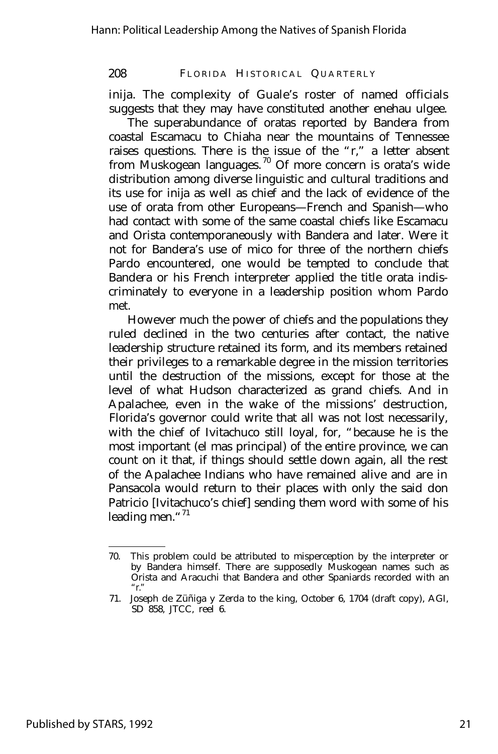inija. The complexity of Guale's roster of named officials suggests that they may have constituted another enehau ulgee.

The superabundance of oratas reported by Bandera from coastal Escamacu to Chiaha near the mountains of Tennessee raises questions. There is the issue of the "r," a letter absent from Muskogean languages.[70] Of more concern is orata's wide distribution among diverse linguistic and cultural traditions and its use for inija as well as chief and the lack of evidence of the use of orata from other Europeans—French and Spanish—who had contact with some of the same coastal chiefs like Escamacu and Orista contemporaneously with Bandera and later. Were it not for Bandera's use of mico for three of the northern chiefs Pardo encountered, one would be tempted to conclude that Bandera or his French interpreter applied the title orata indiscriminately to everyone in a leadership position whom Pardo met.

However much the power of chiefs and the populations they ruled declined in the two centuries after contact, the native leadership structure retained its form, and its members retained their privileges to a remarkable degree in the mission territories until the destruction of the missions, except for those at the level of what Hudson characterized as grand chiefs. And in Apalachee, even in the wake of the missions' destruction, Florida's governor could write that all was not lost necessarily, with the chief of Ivitachuco still loyal, for, "because he is the most important (el mas principal) of the entire province, we can count on it that, if things should settle down again, all the rest of the Apalachee Indians who have remained alive and are in Pansacola would return to their places with only the said don Patricio [Ivitachuco's chief] sending them word with some of his leading men."[71]

---

70. This problem could be attributed to misperception by the interpreter or by Bandera himself. There are supposedly Muskogean names such as Orista and Aracuchi that Bandera and other Spaniards recorded with an "r."

71. Joseph de Züñiga y Zerda to the king, October 6, 1704 (draft copy), AGI, SD 858, JTCC, reel 6.